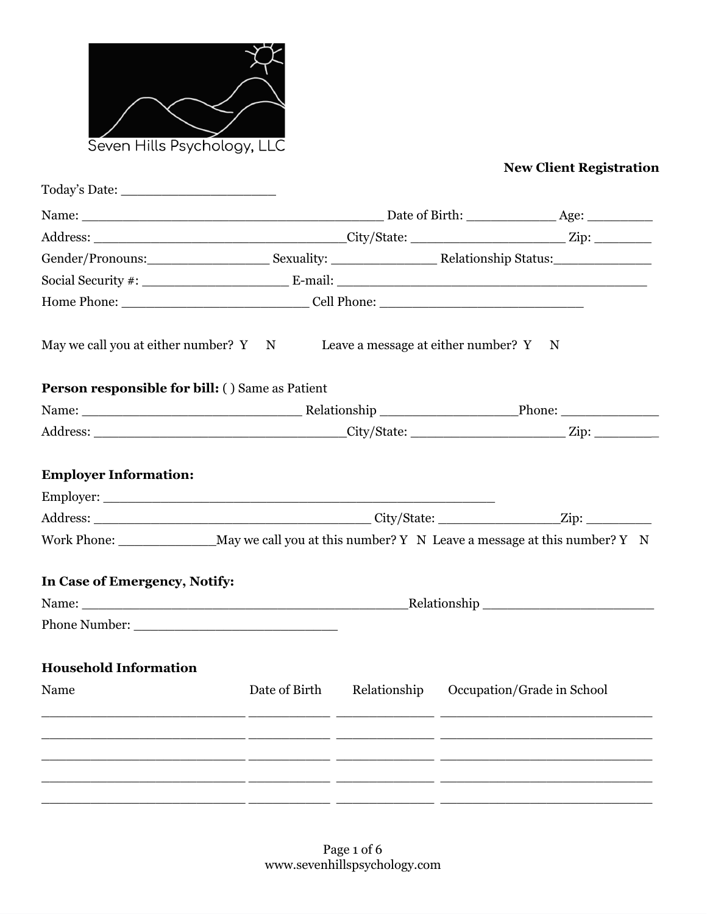Seven Hills Psychology, LLC

**New Client Registration**

Today's Date: ___________________

Name: _____________________________________ Date of Birth: ___________ Age: ________

Address: _______________________________City/State: ___________________ Zip: _______

Gender/Pronouns:_______________ Sexuality: _____________ Relationship Status:____________

Social Security #: __________________ E-mail: _____________________________________

Home Phone: _______________________ Cell Phone: _________________________

May we call you at either number? Y N Leave a message at either number? Y N

**Person responsible for bill:** ( ) Same as Patient

Name: ___________________________ Relationship _______________Phone: ____________

Address: _______________________________City/State: ___________________ Zip: ________

**Employer Information:**

Employer: ________________________________________________

Address: __________________________________ City/State: _______________Zip: ________

Work Phone: ____________May we call you at this number? Y N Leave a message at this number? Y N

**In Case of Emergency, Notify:**

Name: ________________________________________Relationship ____________________

Phone Number: _________________________

**Household Information**

| Name | Date of Birth | Relationship | Occupation/Grade in School |
| --- | --- | --- | --- |
| | | | |
| | | | |
| | | | |
| | | | |
| | | | |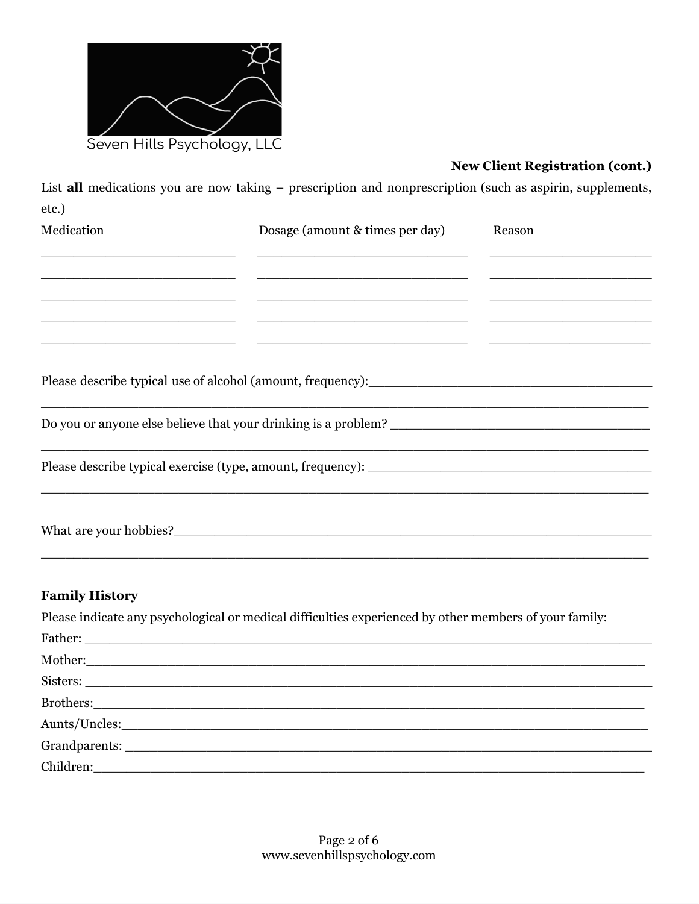Seven Hills Psychology, LLC

**New Client Registration (cont.)**

List **all** medications you are now taking – prescription and nonprescription (such as aspirin, supplements, etc.)

| Medication | Dosage (amount & times per day) | Reason |
| --- | --- | --- |
| | | |
| | | |
| | | |
| | | |
| | | |

Please describe typical use of alcohol (amount, frequency):______________________________________

_____________________________________________________________________________

Do you or anyone else believe that your drinking is a problem? __________________________________

_____________________________________________________________________________

Please describe typical exercise (type, amount, frequency): _____________________________________

_____________________________________________________________________________

What are your hobbies?_________________________________________________________________

_____________________________________________________________________________

**Family History**

Please indicate any psychological or medical difficulties experienced by other members of your family:

Father: _______________________________________________________________________

Mother:_______________________________________________________________________

Sisters: _______________________________________________________________________

Brothers:______________________________________________________________________

Aunts/Uncles:__________________________________________________________________

Grandparents: _________________________________________________________________

Children:______________________________________________________________________

www.sevenhillspsychology.com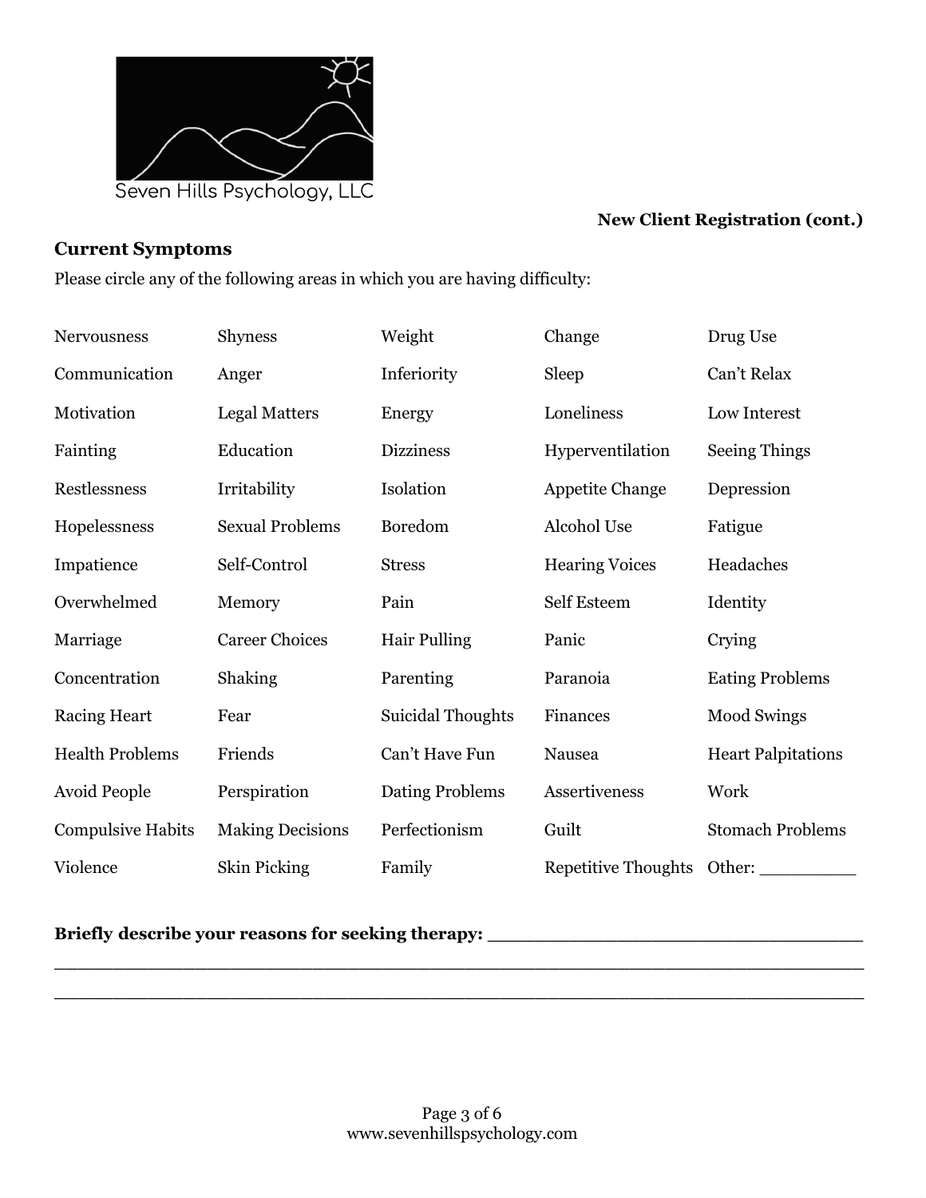Seven Hills Psychology, LLC

**New Client Registration (cont.)**

## Current Symptoms

Please circle any of the following areas in which you are having difficulty:

| | | | | |
|---|---|---|---|---|
| Nervousness | Shyness | Weight | Change | Drug Use |
| Communication | Anger | Inferiority | Sleep | Can't Relax |
| Motivation | Legal Matters | Energy | Loneliness | Low Interest |
| Fainting | Education | Dizziness | Hyperventilation | Seeing Things |
| Restlessness | Irritability | Isolation | Appetite Change | Depression |
| Hopelessness | Sexual Problems | Boredom | Alcohol Use | Fatigue |
| Impatience | Self-Control | Stress | Hearing Voices | Headaches |
| Overwhelmed | Memory | Pain | Self Esteem | Identity |
| Marriage | Career Choices | Hair Pulling | Panic | Crying |
| Concentration | Shaking | Parenting | Paranoia | Eating Problems |
| Racing Heart | Fear | Suicidal Thoughts | Finances | Mood Swings |
| Health Problems | Friends | Can't Have Fun | Nausea | Heart Palpitations |
| Avoid People | Perspiration | Dating Problems | Assertiveness | Work |
| Compulsive Habits | Making Decisions | Perfectionism | Guilt | Stomach Problems |
| Violence | Skin Picking | Family | Repetitive Thoughts | Other: _________ |

**Briefly describe your reasons for seeking therapy:** ___________________________________

______________________________________________________________________________

______________________________________________________________________________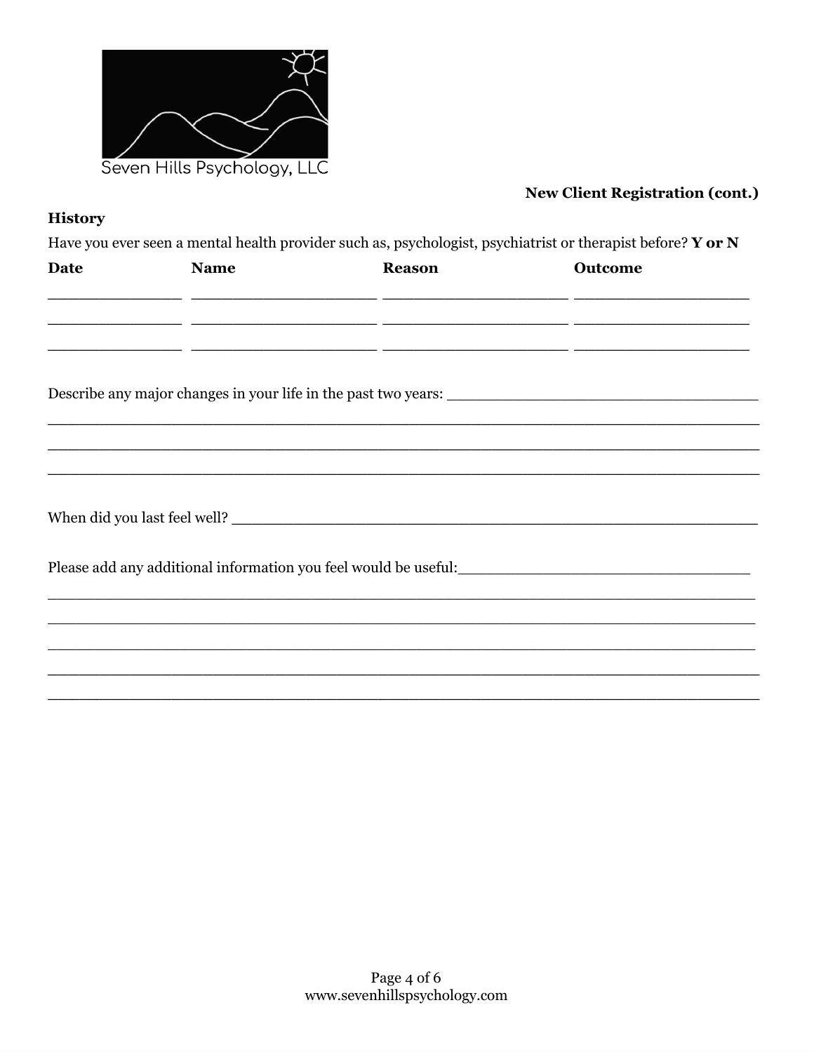Seven Hills Psychology, LLC

**New Client Registration (cont.)**

**History**

Have you ever seen a mental health provider such as, psychologist, psychiatrist or therapist before? **Y or N**

| **Date** | **Name** | **Reason** | **Outcome** |
|---|---|---|---|
| | | | |
| | | | |
| | | | |

Describe any major changes in your life in the past two years: ___________________________________

______________________________________________________________________________

______________________________________________________________________________

______________________________________________________________________________

When did you last feel well? _____________________________________________________________

Please add any additional information you feel would be useful:_________________________________

______________________________________________________________________________

______________________________________________________________________________

______________________________________________________________________________

______________________________________________________________________________

______________________________________________________________________________

www.sevenhillspsychology.com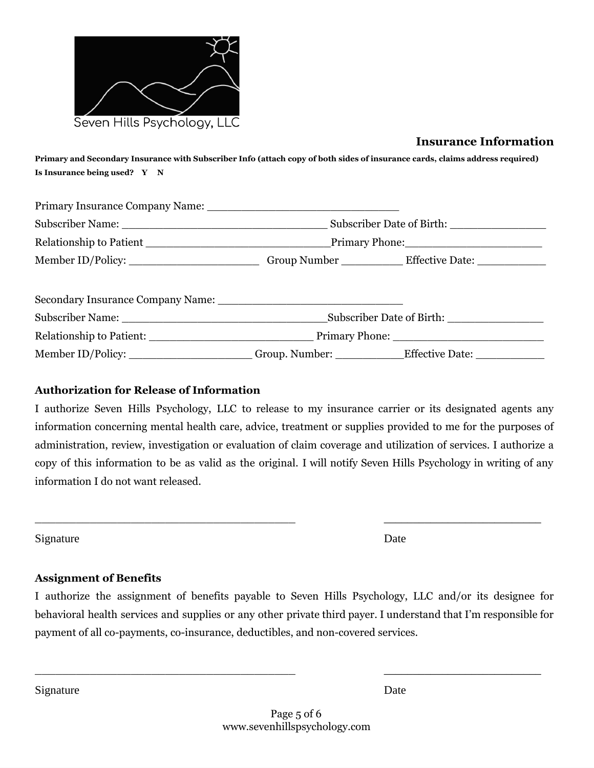Seven Hills Psychology, LLC

## Insurance Information

**Primary and Secondary Insurance with Subscriber Info (attach copy of both sides of insurance cards, claims address required)**
**Is Insurance being used? Y N**

Primary Insurance Company Name: ____________________________
Subscriber Name: ______________________________ Subscriber Date of Birth: ______________
Relationship to Patient ___________________________Primary Phone:____________________
Member ID/Policy: ___________________ Group Number _________ Effective Date: __________

Secondary Insurance Company Name: ___________________________
Subscriber Name: ______________________________Subscriber Date of Birth: ______________
Relationship to Patient: ________________________ Primary Phone: ______________________
Member ID/Policy: __________________ Group. Number: __________Effective Date: __________

### Authorization for Release of Information

I authorize Seven Hills Psychology, LLC to release to my insurance carrier or its designated agents any information concerning mental health care, advice, treatment or supplies provided to me for the purposes of administration, review, investigation or evaluation of claim coverage and utilization of services. I authorize a copy of this information to be as valid as the original. I will notify Seven Hills Psychology in writing of any information I do not want released.

_______________________________________ ________________________

Signature Date

### Assignment of Benefits

I authorize the assignment of benefits payable to Seven Hills Psychology, LLC and/or its designee for behavioral health services and supplies or any other private third payer. I understand that I'm responsible for payment of all co-payments, co-insurance, deductibles, and non-covered services.

_______________________________________ ________________________

Signature Date

www.sevenhillspsychology.com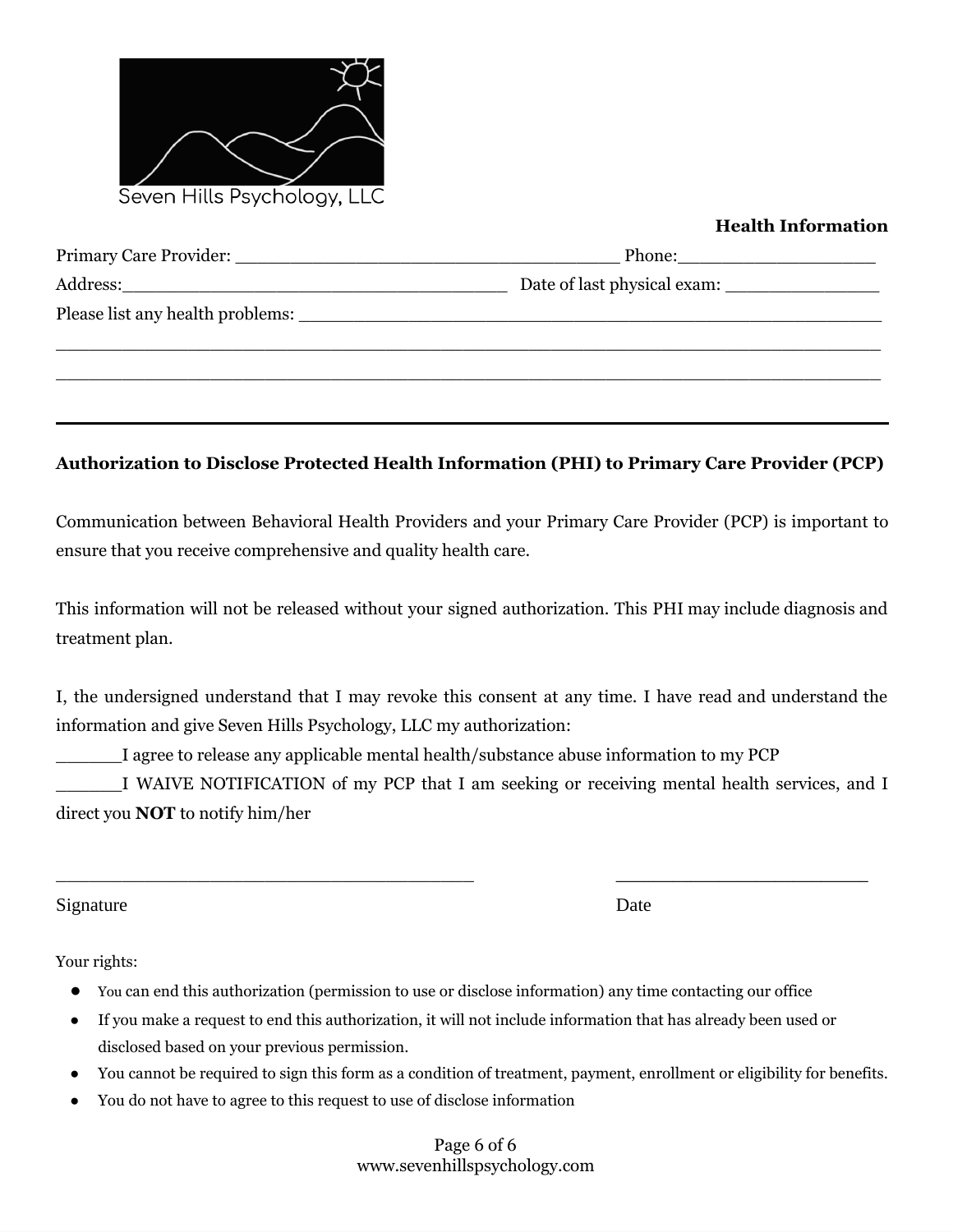Seven Hills Psychology, LLC

**Health Information**

Primary Care Provider: ____________________________________ Phone:___________________

Address:_____________________________________ Date of last physical exam: _______________

Please list any health problems: ___________________________________________________________

_____________________________________________________________________________

_____________________________________________________________________________

---

**Authorization to Disclose Protected Health Information (PHI) to Primary Care Provider (PCP)**

Communication between Behavioral Health Providers and your Primary Care Provider (PCP) is important to ensure that you receive comprehensive and quality health care.

This information will not be released without your signed authorization. This PHI may include diagnosis and treatment plan.

I, the undersigned understand that I may revoke this consent at any time. I have read and understand the information and give Seven Hills Psychology, LLC my authorization:

______I agree to release any applicable mental health/substance abuse information to my PCP

______I WAIVE NOTIFICATION of my PCP that I am seeking or receiving mental health services, and I direct you **NOT** to notify him/her

_______________________________________ _________________________

Signature Date

Your rights:

- You can end this authorization (permission to use or disclose information) any time contacting our office
- If you make a request to end this authorization, it will not include information that has already been used or disclosed based on your previous permission.
- You cannot be required to sign this form as a condition of treatment, payment, enrollment or eligibility for benefits.
- You do not have to agree to this request to use of disclose information

www.sevenhillspsychology.com